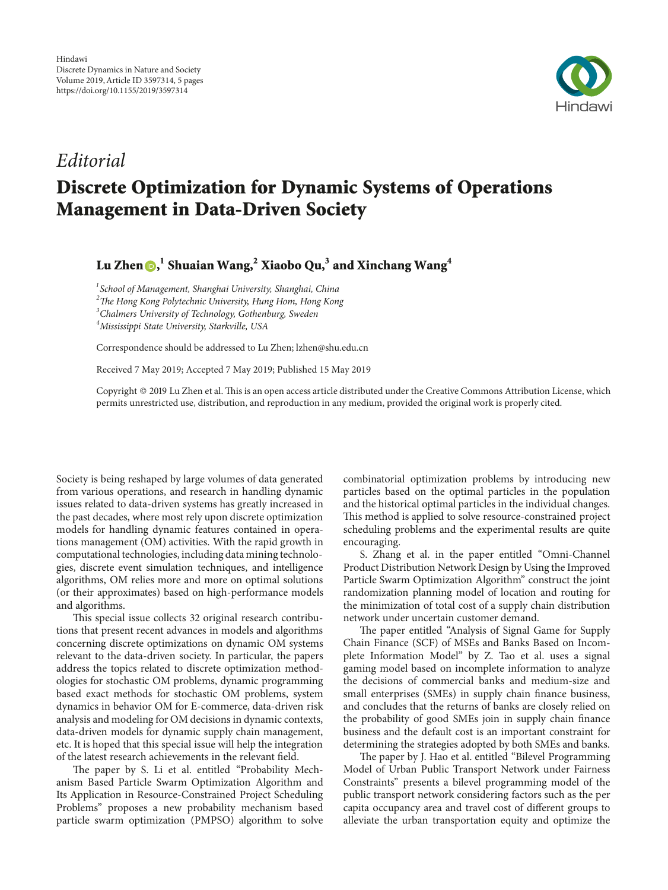Hindawi
Discrete Dynamics in Nature and Society
Volume 2019, Article ID 3597314, 5 pages
https://doi.org/10.1155/2019/3597314

*Editorial*

# Discrete Optimization for Dynamic Systems of Operations Management in Data-Driven Society

**Lu Zhen,[1] Shuaian Wang,[2] Xiaobo Qu,[3] and Xinchang Wang[4]**

[1] *School of Management, Shanghai University, Shanghai, China*
[2] *The Hong Kong Polytechnic University, Hung Hom, Hong Kong*
[3] *Chalmers University of Technology, Gothenburg, Sweden*
[4] *Mississippi State University, Starkville, USA*

Correspondence should be addressed to Lu Zhen; lzhen@shu.edu.cn

Received 7 May 2019; Accepted 7 May 2019; Published 15 May 2019

Copyright © 2019 Lu Zhen et al. This is an open access article distributed under the Creative Commons Attribution License, which permits unrestricted use, distribution, and reproduction in any medium, provided the original work is properly cited.

Society is being reshaped by large volumes of data generated from various operations, and research in handling dynamic issues related to data-driven systems has greatly increased in the past decades, where most rely upon discrete optimization models for handling dynamic features contained in operations management (OM) activities. With the rapid growth in computational technologies, including data mining technologies, discrete event simulation techniques, and intelligence algorithms, OM relies more and more on optimal solutions (or their approximates) based on high-performance models and algorithms.

This special issue collects 32 original research contributions that present recent advances in models and algorithms concerning discrete optimizations on dynamic OM systems relevant to the data-driven society. In particular, the papers address the topics related to discrete optimization methodologies for stochastic OM problems, dynamic programming based exact methods for stochastic OM problems, system dynamics in behavior OM for E-commerce, data-driven risk analysis and modeling for OM decisions in dynamic contexts, data-driven models for dynamic supply chain management, etc. It is hoped that this special issue will help the integration of the latest research achievements in the relevant field.

The paper by S. Li et al. entitled "Probability Mechanism Based Particle Swarm Optimization Algorithm and Its Application in Resource-Constrained Project Scheduling Problems" proposes a new probability mechanism based particle swarm optimization (PMPSO) algorithm to solve combinatorial optimization problems by introducing new particles based on the optimal particles in the population and the historical optimal particles in the individual changes. This method is applied to solve resource-constrained project scheduling problems and the experimental results are quite encouraging.

S. Zhang et al. in the paper entitled "Omni-Channel Product Distribution Network Design by Using the Improved Particle Swarm Optimization Algorithm" construct the joint randomization planning model of location and routing for the minimization of total cost of a supply chain distribution network under uncertain customer demand.

The paper entitled "Analysis of Signal Game for Supply Chain Finance (SCF) of MSEs and Banks Based on Incomplete Information Model" by Z. Tao et al. uses a signal gaming model based on incomplete information to analyze the decisions of commercial banks and medium-size and small enterprises (SMEs) in supply chain finance business, and concludes that the returns of banks are closely relied on the probability of good SMEs join in supply chain finance business and the default cost is an important constraint for determining the strategies adopted by both SMEs and banks.

The paper by J. Hao et al. entitled "Bilevel Programming Model of Urban Public Transport Network under Fairness Constraints" presents a bilevel programming model of the public transport network considering factors such as the per capita occupancy area and travel cost of different groups to alleviate the urban transportation equity and optimize the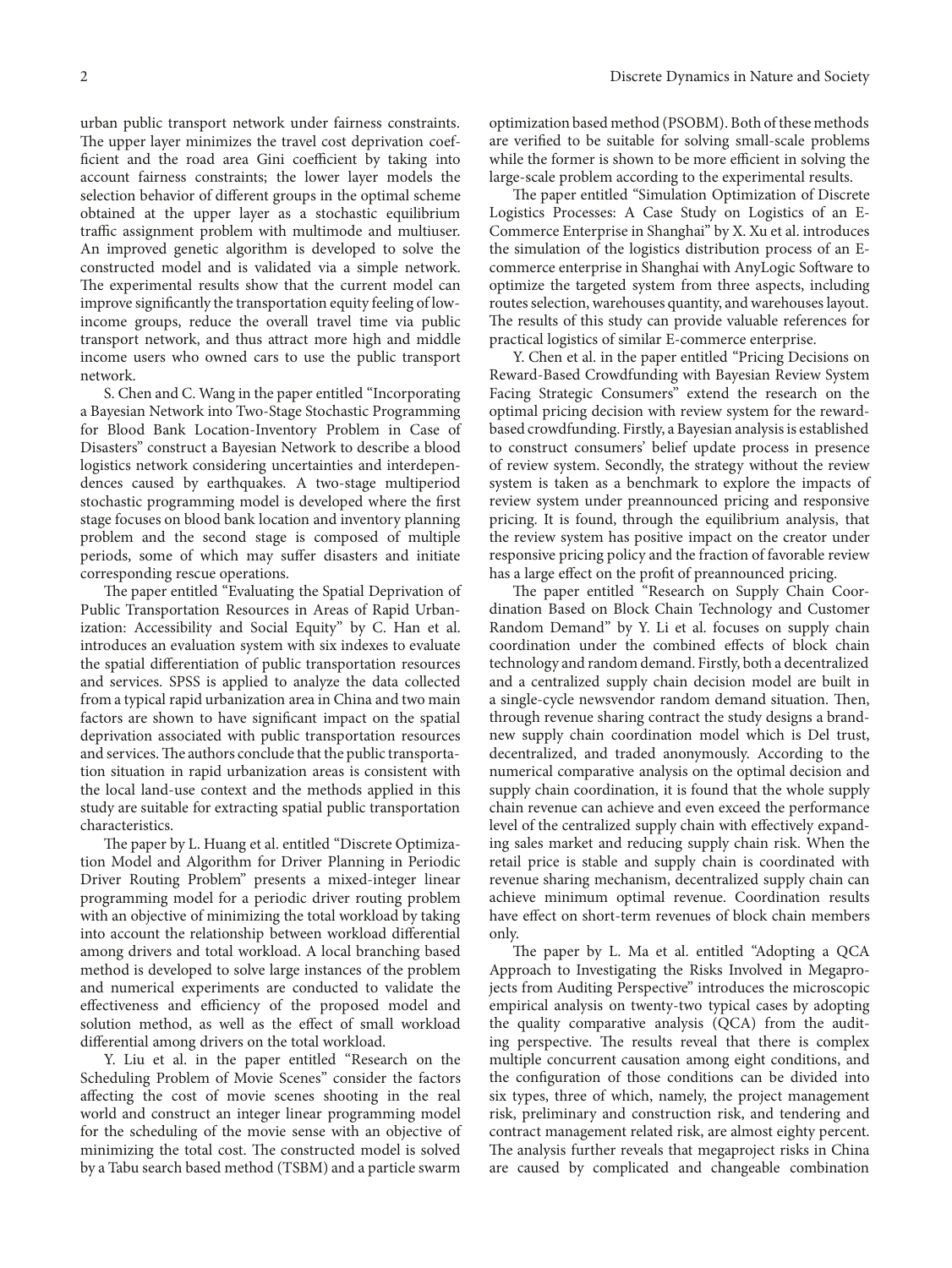urban public transport network under fairness constraints. The upper layer minimizes the travel cost deprivation coefficient and the road area Gini coefficient by taking into account fairness constraints; the lower layer models the selection behavior of different groups in the optimal scheme obtained at the upper layer as a stochastic equilibrium traffic assignment problem with multimode and multiuser. An improved genetic algorithm is developed to solve the constructed model and is validated via a simple network. The experimental results show that the current model can improve significantly the transportation equity feeling of low-income groups, reduce the overall travel time via public transport network, and thus attract more high and middle income users who owned cars to use the public transport network.

S. Chen and C. Wang in the paper entitled "Incorporating a Bayesian Network into Two-Stage Stochastic Programming for Blood Bank Location-Inventory Problem in Case of Disasters" construct a Bayesian Network to describe a blood logistics network considering uncertainties and interdependences caused by earthquakes. A two-stage multiperiod stochastic programming model is developed where the first stage focuses on blood bank location and inventory planning problem and the second stage is composed of multiple periods, some of which may suffer disasters and initiate corresponding rescue operations.

The paper entitled "Evaluating the Spatial Deprivation of Public Transportation Resources in Areas of Rapid Urbanization: Accessibility and Social Equity" by C. Han et al. introduces an evaluation system with six indexes to evaluate the spatial differentiation of public transportation resources and services. SPSS is applied to analyze the data collected from a typical rapid urbanization area in China and two main factors are shown to have significant impact on the spatial deprivation associated with public transportation resources and services. The authors conclude that the public transportation situation in rapid urbanization areas is consistent with the local land-use context and the methods applied in this study are suitable for extracting spatial public transportation characteristics.

The paper by L. Huang et al. entitled "Discrete Optimization Model and Algorithm for Driver Planning in Periodic Driver Routing Problem" presents a mixed-integer linear programming model for a periodic driver routing problem with an objective of minimizing the total workload by taking into account the relationship between workload differential among drivers and total workload. A local branching based method is developed to solve large instances of the problem and numerical experiments are conducted to validate the effectiveness and efficiency of the proposed model and solution method, as well as the effect of small workload differential among drivers on the total workload.

Y. Liu et al. in the paper entitled "Research on the Scheduling Problem of Movie Scenes" consider the factors affecting the cost of movie scenes shooting in the real world and construct an integer linear programming model for the scheduling of the movie sense with an objective of minimizing the total cost. The constructed model is solved by a Tabu search based method (TSBM) and a particle swarm optimization based method (PSOBM). Both of these methods are verified to be suitable for solving small-scale problems while the former is shown to be more efficient in solving the large-scale problem according to the experimental results.

The paper entitled "Simulation Optimization of Discrete Logistics Processes: A Case Study on Logistics of an E-Commerce Enterprise in Shanghai" by X. Xu et al. introduces the simulation of the logistics distribution process of an E-commerce enterprise in Shanghai with AnyLogic Software to optimize the targeted system from three aspects, including routes selection, warehouses quantity, and warehouses layout. The results of this study can provide valuable references for practical logistics of similar E-commerce enterprise.

Y. Chen et al. in the paper entitled "Pricing Decisions on Reward-Based Crowdfunding with Bayesian Review System Facing Strategic Consumers" extend the research on the optimal pricing decision with review system for the reward-based crowdfunding. Firstly, a Bayesian analysis is established to construct consumers' belief update process in presence of review system. Secondly, the strategy without the review system is taken as a benchmark to explore the impacts of review system under preannounced pricing and responsive pricing. It is found, through the equilibrium analysis, that the review system has positive impact on the creator under responsive pricing policy and the fraction of favorable review has a large effect on the profit of preannounced pricing.

The paper entitled "Research on Supply Chain Coordination Based on Block Chain Technology and Customer Random Demand" by Y. Li et al. focuses on supply chain coordination under the combined effects of block chain technology and random demand. Firstly, both a decentralized and a centralized supply chain decision model are built in a single-cycle newsvendor random demand situation. Then, through revenue sharing contract the study designs a brand-new supply chain coordination model which is Del trust, decentralized, and traded anonymously. According to the numerical comparative analysis on the optimal decision and supply chain coordination, it is found that the whole supply chain revenue can achieve and even exceed the performance level of the centralized supply chain with effectively expanding sales market and reducing supply chain risk. When the retail price is stable and supply chain is coordinated with revenue sharing mechanism, decentralized supply chain can achieve minimum optimal revenue. Coordination results have effect on short-term revenues of block chain members only.

The paper by L. Ma et al. entitled "Adopting a QCA Approach to Investigating the Risks Involved in Megaprojects from Auditing Perspective" introduces the microscopic empirical analysis on twenty-two typical cases by adopting the quality comparative analysis (QCA) from the auditing perspective. The results reveal that there is complex multiple concurrent causation among eight conditions, and the configuration of those conditions can be divided into six types, three of which, namely, the project management risk, preliminary and construction risk, and tendering and contract management related risk, are almost eighty percent. The analysis further reveals that megaproject risks in China are caused by complicated and changeable combination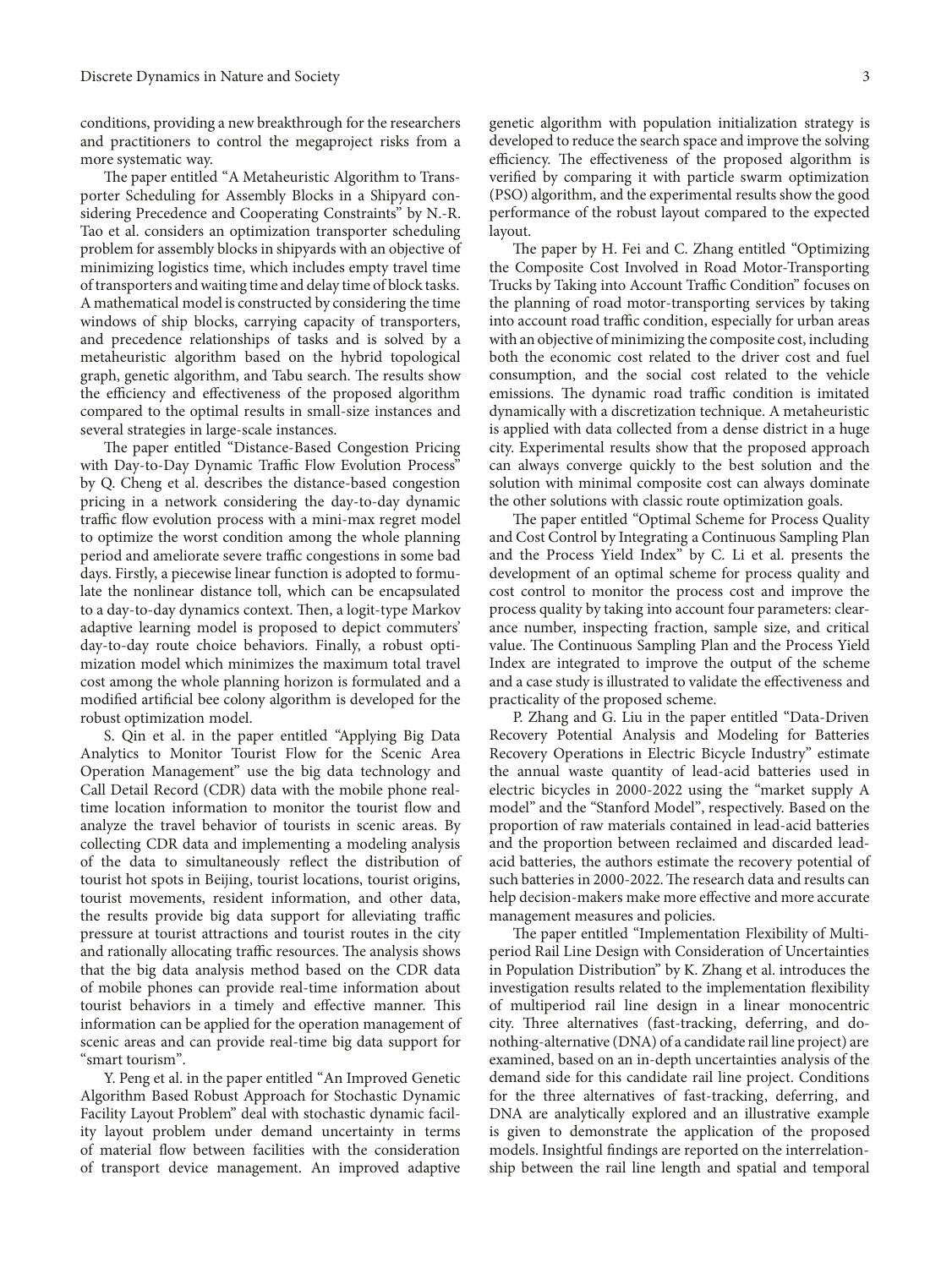conditions, providing a new breakthrough for the researchers and practitioners to control the megaproject risks from a more systematic way.

The paper entitled "A Metaheuristic Algorithm to Transporter Scheduling for Assembly Blocks in a Shipyard considering Precedence and Cooperating Constraints" by N.-R. Tao et al. considers an optimization transporter scheduling problem for assembly blocks in shipyards with an objective of minimizing logistics time, which includes empty travel time of transporters and waiting time and delay time of block tasks. A mathematical model is constructed by considering the time windows of ship blocks, carrying capacity of transporters, and precedence relationships of tasks and is solved by a metaheuristic algorithm based on the hybrid topological graph, genetic algorithm, and Tabu search. The results show the efficiency and effectiveness of the proposed algorithm compared to the optimal results in small-size instances and several strategies in large-scale instances.

The paper entitled "Distance-Based Congestion Pricing with Day-to-Day Dynamic Traffic Flow Evolution Process" by Q. Cheng et al. describes the distance-based congestion pricing in a network considering the day-to-day dynamic traffic flow evolution process with a mini-max regret model to optimize the worst condition among the whole planning period and ameliorate severe traffic congestions in some bad days. Firstly, a piecewise linear function is adopted to formulate the nonlinear distance toll, which can be encapsulated to a day-to-day dynamics context. Then, a logit-type Markov adaptive learning model is proposed to depict commuters' day-to-day route choice behaviors. Finally, a robust optimization model which minimizes the maximum total travel cost among the whole planning horizon is formulated and a modified artificial bee colony algorithm is developed for the robust optimization model.

S. Qin et al. in the paper entitled "Applying Big Data Analytics to Monitor Tourist Flow for the Scenic Area Operation Management" use the big data technology and Call Detail Record (CDR) data with the mobile phone real-time location information to monitor the tourist flow and analyze the travel behavior of tourists in scenic areas. By collecting CDR data and implementing a modeling analysis of the data to simultaneously reflect the distribution of tourist hot spots in Beijing, tourist locations, tourist origins, tourist movements, resident information, and other data, the results provide big data support for alleviating traffic pressure at tourist attractions and tourist routes in the city and rationally allocating traffic resources. The analysis shows that the big data analysis method based on the CDR data of mobile phones can provide real-time information about tourist behaviors in a timely and effective manner. This information can be applied for the operation management of scenic areas and can provide real-time big data support for "smart tourism".

Y. Peng et al. in the paper entitled "An Improved Genetic Algorithm Based Robust Approach for Stochastic Dynamic Facility Layout Problem" deal with stochastic dynamic facility layout problem under demand uncertainty in terms of material flow between facilities with the consideration of transport device management. An improved adaptive genetic algorithm with population initialization strategy is developed to reduce the search space and improve the solving efficiency. The effectiveness of the proposed algorithm is verified by comparing it with particle swarm optimization (PSO) algorithm, and the experimental results show the good performance of the robust layout compared to the expected layout.

The paper by H. Fei and C. Zhang entitled "Optimizing the Composite Cost Involved in Road Motor-Transporting Trucks by Taking into Account Traffic Condition" focuses on the planning of road motor-transporting services by taking into account road traffic condition, especially for urban areas with an objective of minimizing the composite cost, including both the economic cost related to the driver cost and fuel consumption, and the social cost related to the vehicle emissions. The dynamic road traffic condition is imitated dynamically with a discretization technique. A metaheuristic is applied with data collected from a dense district in a huge city. Experimental results show that the proposed approach can always converge quickly to the best solution and the solution with minimal composite cost can always dominate the other solutions with classic route optimization goals.

The paper entitled "Optimal Scheme for Process Quality and Cost Control by Integrating a Continuous Sampling Plan and the Process Yield Index" by C. Li et al. presents the development of an optimal scheme for process quality and cost control to monitor the process cost and improve the process quality by taking into account four parameters: clearance number, inspecting fraction, sample size, and critical value. The Continuous Sampling Plan and the Process Yield Index are integrated to improve the output of the scheme and a case study is illustrated to validate the effectiveness and practicality of the proposed scheme.

P. Zhang and G. Liu in the paper entitled "Data-Driven Recovery Potential Analysis and Modeling for Batteries Recovery Operations in Electric Bicycle Industry" estimate the annual waste quantity of lead-acid batteries used in electric bicycles in 2000-2022 using the "market supply A model" and the "Stanford Model", respectively. Based on the proportion of raw materials contained in lead-acid batteries and the proportion between reclaimed and discarded lead-acid batteries, the authors estimate the recovery potential of such batteries in 2000-2022. The research data and results can help decision-makers make more effective and more accurate management measures and policies.

The paper entitled "Implementation Flexibility of Multiperiod Rail Line Design with Consideration of Uncertainties in Population Distribution" by K. Zhang et al. introduces the investigation results related to the implementation flexibility of multiperiod rail line design in a linear monocentric city. Three alternatives (fast-tracking, deferring, and do-nothing-alternative (DNA) of a candidate rail line project) are examined, based on an in-depth uncertainties analysis of the demand side for this candidate rail line project. Conditions for the three alternatives of fast-tracking, deferring, and DNA are analytically explored and an illustrative example is given to demonstrate the application of the proposed models. Insightful findings are reported on the interrelationship between the rail line length and spatial and temporal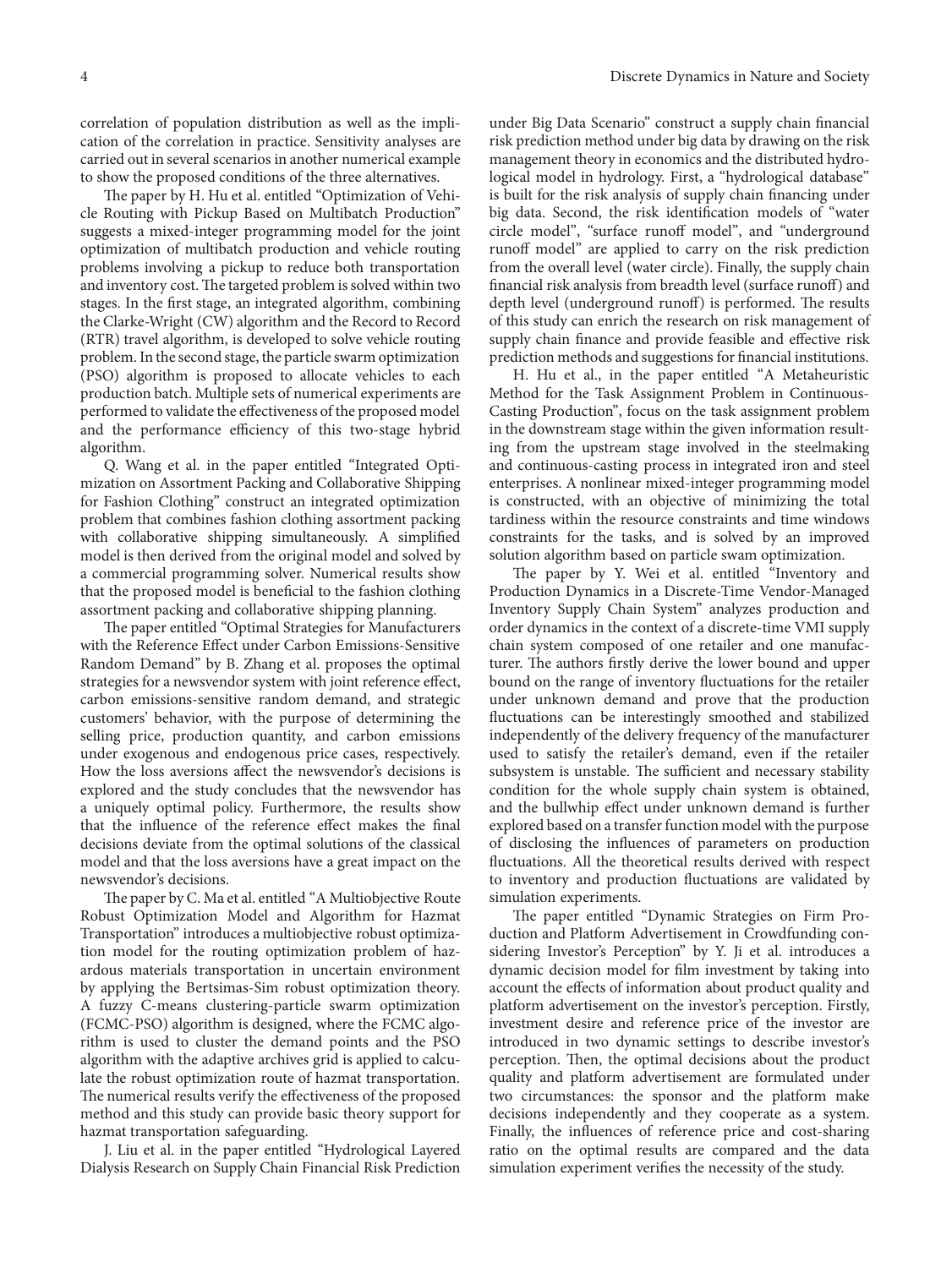correlation of population distribution as well as the implication of the correlation in practice. Sensitivity analyses are carried out in several scenarios in another numerical example to show the proposed conditions of the three alternatives.

The paper by H. Hu et al. entitled "Optimization of Vehicle Routing with Pickup Based on Multibatch Production" suggests a mixed-integer programming model for the joint optimization of multibatch production and vehicle routing problems involving a pickup to reduce both transportation and inventory cost. The targeted problem is solved within two stages. In the first stage, an integrated algorithm, combining the Clarke-Wright (CW) algorithm and the Record to Record (RTR) travel algorithm, is developed to solve vehicle routing problem. In the second stage, the particle swarm optimization (PSO) algorithm is proposed to allocate vehicles to each production batch. Multiple sets of numerical experiments are performed to validate the effectiveness of the proposed model and the performance efficiency of this two-stage hybrid algorithm.

Q. Wang et al. in the paper entitled "Integrated Optimization on Assortment Packing and Collaborative Shipping for Fashion Clothing" construct an integrated optimization problem that combines fashion clothing assortment packing with collaborative shipping simultaneously. A simplified model is then derived from the original model and solved by a commercial programming solver. Numerical results show that the proposed model is beneficial to the fashion clothing assortment packing and collaborative shipping planning.

The paper entitled "Optimal Strategies for Manufacturers with the Reference Effect under Carbon Emissions-Sensitive Random Demand" by B. Zhang et al. proposes the optimal strategies for a newsvendor system with joint reference effect, carbon emissions-sensitive random demand, and strategic customers' behavior, with the purpose of determining the selling price, production quantity, and carbon emissions under exogenous and endogenous price cases, respectively. How the loss aversions affect the newsvendor's decisions is explored and the study concludes that the newsvendor has a uniquely optimal policy. Furthermore, the results show that the influence of the reference effect makes the final decisions deviate from the optimal solutions of the classical model and that the loss aversions have a great impact on the newsvendor's decisions.

The paper by C. Ma et al. entitled "A Multiobjective Route Robust Optimization Model and Algorithm for Hazmat Transportation" introduces a multiobjective robust optimization model for the routing optimization problem of hazardous materials transportation in uncertain environment by applying the Bertsimas-Sim robust optimization theory. A fuzzy C-means clustering-particle swarm optimization (FCMC-PSO) algorithm is designed, where the FCMC algorithm is used to cluster the demand points and the PSO algorithm with the adaptive archives grid is applied to calculate the robust optimization route of hazmat transportation. The numerical results verify the effectiveness of the proposed method and this study can provide basic theory support for hazmat transportation safeguarding.

J. Liu et al. in the paper entitled "Hydrological Layered Dialysis Research on Supply Chain Financial Risk Prediction under Big Data Scenario" construct a supply chain financial risk prediction method under big data by drawing on the risk management theory in economics and the distributed hydrological model in hydrology. First, a "hydrological database" is built for the risk analysis of supply chain financing under big data. Second, the risk identification models of "water circle model", "surface runoff model", and "underground runoff model" are applied to carry on the risk prediction from the overall level (water circle). Finally, the supply chain financial risk analysis from breadth level (surface runoff) and depth level (underground runoff) is performed. The results of this study can enrich the research on risk management of supply chain finance and provide feasible and effective risk prediction methods and suggestions for financial institutions.

H. Hu et al., in the paper entitled "A Metaheuristic Method for the Task Assignment Problem in Continuous-Casting Production", focus on the task assignment problem in the downstream stage within the given information resulting from the upstream stage involved in the steelmaking and continuous-casting process in integrated iron and steel enterprises. A nonlinear mixed-integer programming model is constructed, with an objective of minimizing the total tardiness within the resource constraints and time windows constraints for the tasks, and is solved by an improved solution algorithm based on particle swam optimization.

The paper by Y. Wei et al. entitled "Inventory and Production Dynamics in a Discrete-Time Vendor-Managed Inventory Supply Chain System" analyzes production and order dynamics in the context of a discrete-time VMI supply chain system composed of one retailer and one manufacturer. The authors firstly derive the lower bound and upper bound on the range of inventory fluctuations for the retailer under unknown demand and prove that the production fluctuations can be interestingly smoothed and stabilized independently of the delivery frequency of the manufacturer used to satisfy the retailer's demand, even if the retailer subsystem is unstable. The sufficient and necessary stability condition for the whole supply chain system is obtained, and the bullwhip effect under unknown demand is further explored based on a transfer function model with the purpose of disclosing the influences of parameters on production fluctuations. All the theoretical results derived with respect to inventory and production fluctuations are validated by simulation experiments.

The paper entitled "Dynamic Strategies on Firm Production and Platform Advertisement in Crowdfunding considering Investor's Perception" by Y. Ji et al. introduces a dynamic decision model for film investment by taking into account the effects of information about product quality and platform advertisement on the investor's perception. Firstly, investment desire and reference price of the investor are introduced in two dynamic settings to describe investor's perception. Then, the optimal decisions about the product quality and platform advertisement are formulated under two circumstances: the sponsor and the platform make decisions independently and they cooperate as a system. Finally, the influences of reference price and cost-sharing ratio on the optimal results are compared and the data simulation experiment verifies the necessity of the study.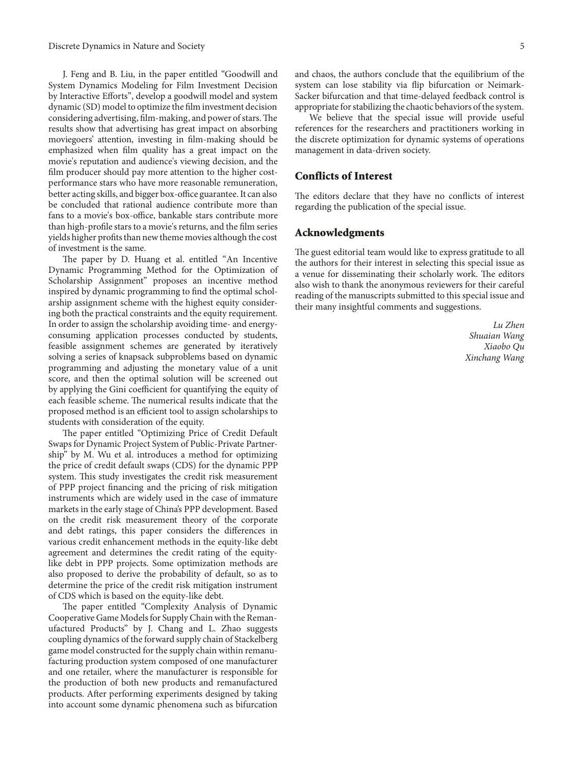J. Feng and B. Liu, in the paper entitled "Goodwill and System Dynamics Modeling for Film Investment Decision by Interactive Efforts", develop a goodwill model and system dynamic (SD) model to optimize the film investment decision considering advertising, film-making, and power of stars. The results show that advertising has great impact on absorbing moviegoers' attention, investing in film-making should be emphasized when film quality has a great impact on the movie's reputation and audience's viewing decision, and the film producer should pay more attention to the higher cost-performance stars who have more reasonable remuneration, better acting skills, and bigger box-office guarantee. It can also be concluded that rational audience contribute more than fans to a movie's box-office, bankable stars contribute more than high-profile stars to a movie's returns, and the film series yields higher profits than new theme movies although the cost of investment is the same.

The paper by D. Huang et al. entitled "An Incentive Dynamic Programming Method for the Optimization of Scholarship Assignment" proposes an incentive method inspired by dynamic programming to find the optimal scholarship assignment scheme with the highest equity considering both the practical constraints and the equity requirement. In order to assign the scholarship avoiding time- and energy-consuming application processes conducted by students, feasible assignment schemes are generated by iteratively solving a series of knapsack subproblems based on dynamic programming and adjusting the monetary value of a unit score, and then the optimal solution will be screened out by applying the Gini coefficient for quantifying the equity of each feasible scheme. The numerical results indicate that the proposed method is an efficient tool to assign scholarships to students with consideration of the equity.

The paper entitled "Optimizing Price of Credit Default Swaps for Dynamic Project System of Public-Private Partnership" by M. Wu et al. introduces a method for optimizing the price of credit default swaps (CDS) for the dynamic PPP system. This study investigates the credit risk measurement of PPP project financing and the pricing of risk mitigation instruments which are widely used in the case of immature markets in the early stage of China's PPP development. Based on the credit risk measurement theory of the corporate and debt ratings, this paper considers the differences in various credit enhancement methods in the equity-like debt agreement and determines the credit rating of the equity-like debt in PPP projects. Some optimization methods are also proposed to derive the probability of default, so as to determine the price of the credit risk mitigation instrument of CDS which is based on the equity-like debt.

The paper entitled "Complexity Analysis of Dynamic Cooperative Game Models for Supply Chain with the Remanufactured Products" by J. Chang and L. Zhao suggests coupling dynamics of the forward supply chain of Stackelberg game model constructed for the supply chain within remanufacturing production system composed of one manufacturer and one retailer, where the manufacturer is responsible for the production of both new products and remanufactured products. After performing experiments designed by taking into account some dynamic phenomena such as bifurcation and chaos, the authors conclude that the equilibrium of the system can lose stability via flip bifurcation or Neimark-Sacker bifurcation and that time-delayed feedback control is appropriate for stabilizing the chaotic behaviors of the system.

We believe that the special issue will provide useful references for the researchers and practitioners working in the discrete optimization for dynamic systems of operations management in data-driven society.

## Conflicts of Interest

The editors declare that they have no conflicts of interest regarding the publication of the special issue.

## Acknowledgments

The guest editorial team would like to express gratitude to all the authors for their interest in selecting this special issue as a venue for disseminating their scholarly work. The editors also wish to thank the anonymous reviewers for their careful reading of the manuscripts submitted to this special issue and their many insightful comments and suggestions.

*Lu Zhen*
*Shuaian Wang*
*Xiaobo Qu*
*Xinchang Wang*